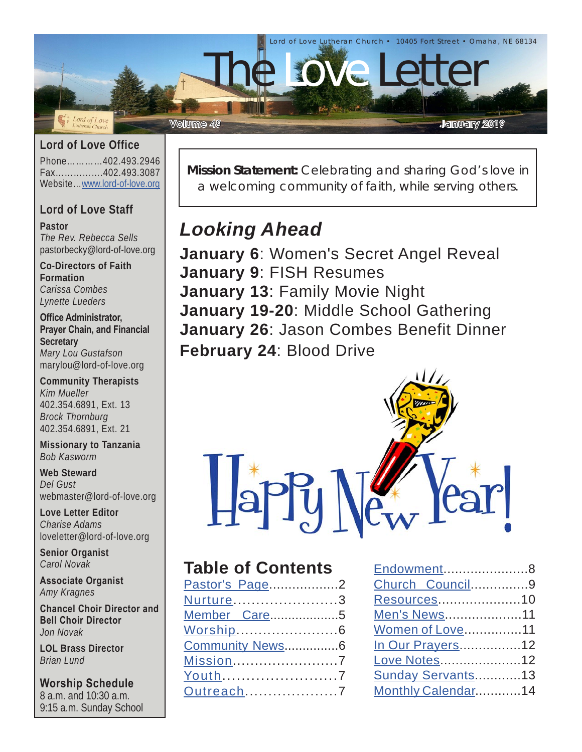Lord of Love Lutheran Church • 10405 Fort Street • Omaha, NE 68134

# The Love Letter

Volume 49 — January 2019

## Lord of Love Office

Phone............402.493.2946
Fax................402.493.3087
Website...www.lord-of-love.org

## Lord of Love Staff

**Pastor**
*The Rev. Rebecca Sells*
pastorbecky@lord-of-love.org

**Co-Directors of Faith Formation**
*Carissa Combes*
*Lynette Lueders*

**Office Administrator, Prayer Chain, and Financial Secretary**
*Mary Lou Gustafson*
marylou@lord-of-love.org

**Community Therapists**
*Kim Mueller*
402.354.6891, Ext. 13
*Brock Thornburg*
402.354.6891, Ext. 21

**Missionary to Tanzania**
*Bob Kasworm*

**Web Steward**
*Del Gust*
webmaster@lord-of-love.org

**Love Letter Editor**
*Charise Adams*
loveletter@lord-of-love.org

**Senior Organist**
*Carol Novak*

**Associate Organist**
*Amy Kragnes*

**Chancel Choir Director and Bell Choir Director**
*Jon Novak*

**LOL Brass Director**
*Brian Lund*

**Worship Schedule**
8 a.m. and 10:30 a.m.
9:15 a.m. Sunday School

---

**Mission Statement:** Celebrating and sharing God's love in a welcoming community of faith, while serving others.

## *Looking Ahead*

**January 6**: Women's Secret Angel Reveal
**January 9**: FISH Resumes
**January 13**: Family Movie Night
**January 19-20**: Middle School Gathering
**January 26**: Jason Combes Benefit Dinner
**February 24**: Blood Drive

Happy New Year!

## Table of Contents

| Section | Page |
|---|---|
| Pastor's Page | 2 |
| Nurture | 3 |
| Member Care | 5 |
| Worship | 6 |
| Community News | 6 |
| Mission | 7 |
| Youth | 7 |
| Outreach | 7 |
| Endowment | 8 |
| Church Council | 9 |
| Resources | 10 |
| Men's News | 11 |
| Women of Love | 11 |
| In Our Prayers | 12 |
| Love Notes | 12 |
| Sunday Servants | 13 |
| Monthly Calendar | 14 |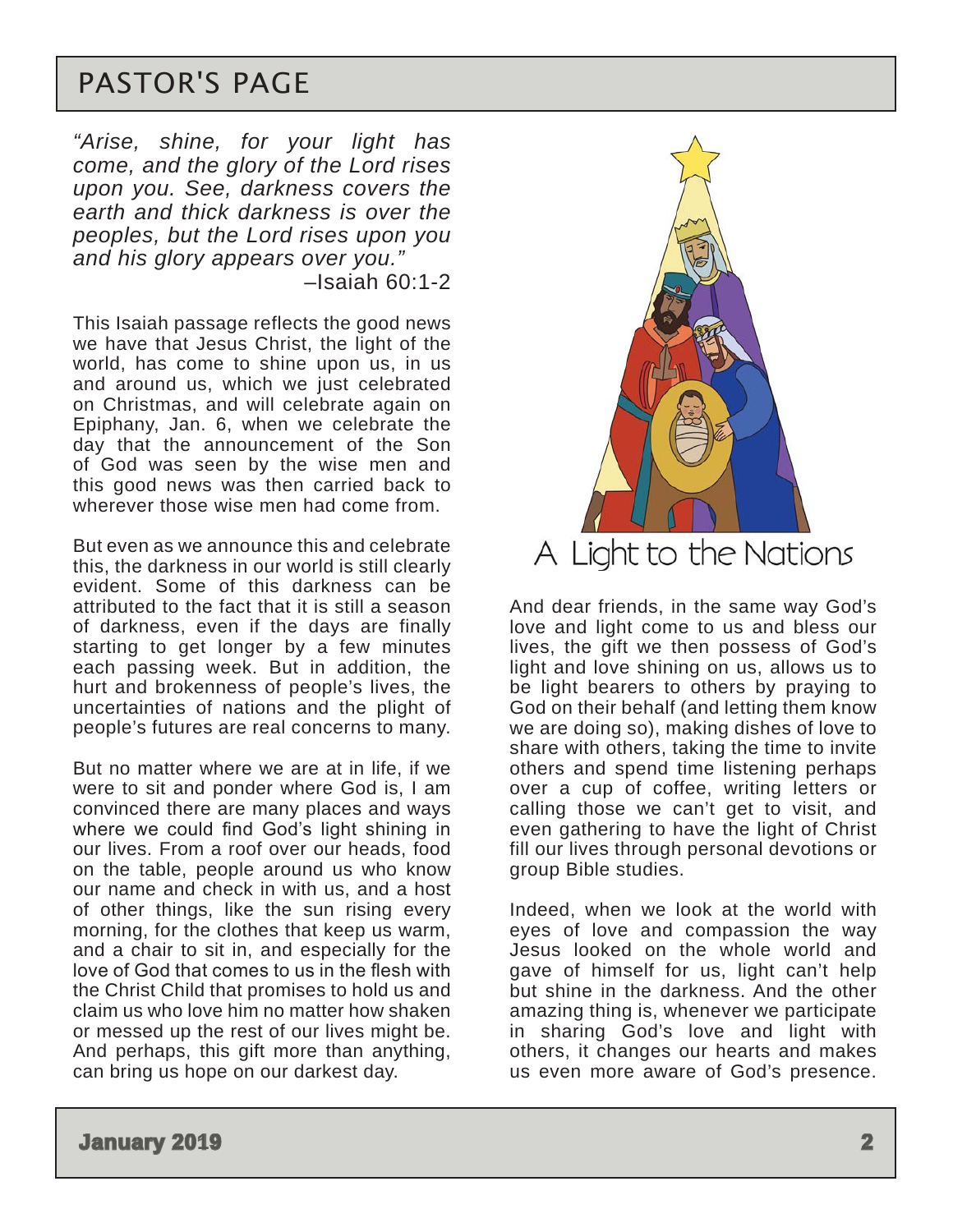# PASTOR'S PAGE

*"Arise, shine, for your light has come, and the glory of the Lord rises upon you. See, darkness covers the earth and thick darkness is over the peoples, but the Lord rises upon you and his glory appears over you."*
–Isaiah 60:1-2

This Isaiah passage reflects the good news we have that Jesus Christ, the light of the world, has come to shine upon us, in us and around us, which we just celebrated on Christmas, and will celebrate again on Epiphany, Jan. 6, when we celebrate the day that the announcement of the Son of God was seen by the wise men and this good news was then carried back to wherever those wise men had come from.

But even as we announce this and celebrate this, the darkness in our world is still clearly evident. Some of this darkness can be attributed to the fact that it is still a season of darkness, even if the days are finally starting to get longer by a few minutes each passing week. But in addition, the hurt and brokenness of people's lives, the uncertainties of nations and the plight of people's futures are real concerns to many.

But no matter where we are at in life, if we were to sit and ponder where God is, I am convinced there are many places and ways where we could find God's light shining in our lives. From a roof over our heads, food on the table, people around us who know our name and check in with us, and a host of other things, like the sun rising every morning, for the clothes that keep us warm, and a chair to sit in, and especially for the love of God that comes to us in the flesh with the Christ Child that promises to hold us and claim us who love him no matter how shaken or messed up the rest of our lives might be. And perhaps, this gift more than anything, can bring us hope on our darkest day.

A Light to the Nations

And dear friends, in the same way God's love and light come to us and bless our lives, the gift we then possess of God's light and love shining on us, allows us to be light bearers to others by praying to God on their behalf (and letting them know we are doing so), making dishes of love to share with others, taking the time to invite others and spend time listening perhaps over a cup of coffee, writing letters or calling those we can't get to visit, and even gathering to have the light of Christ fill our lives through personal devotions or group Bible studies.

Indeed, when we look at the world with eyes of love and compassion the way Jesus looked on the whole world and gave of himself for us, light can't help but shine in the darkness. And the other amazing thing is, whenever we participate in sharing God's love and light with others, it changes our hearts and makes us even more aware of God's presence.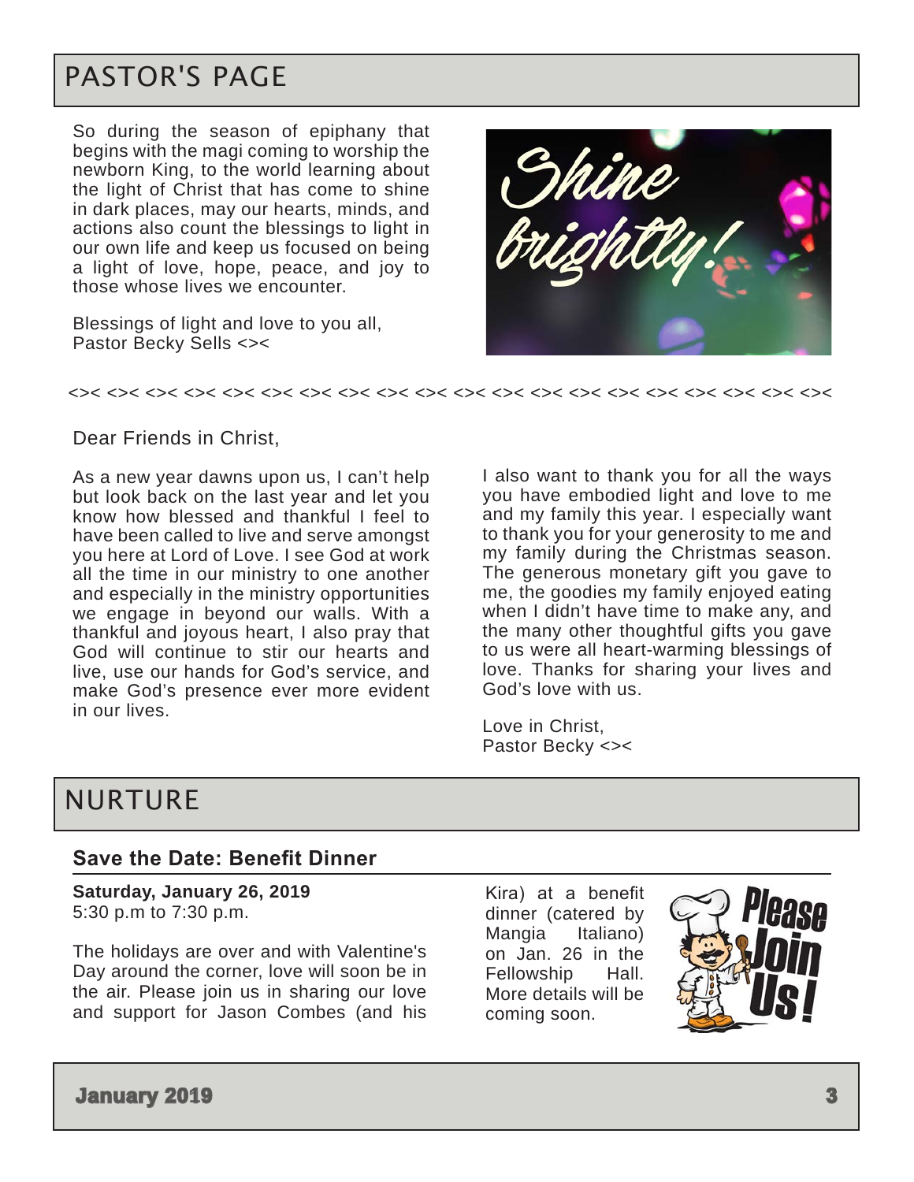# PASTOR'S PAGE

So during the season of epiphany that begins with the magi coming to worship the newborn King, to the world learning about the light of Christ that has come to shine in dark places, may our hearts, minds, and actions also count the blessings to light in our own life and keep us focused on being a light of love, hope, peace, and joy to those whose lives we encounter.

Blessings of light and love to you all,
Pastor Becky Sells <><

<>< <>< <>< <>< <>< <>< <>< <>< <>< <>< <>< <>< <>< <>< <>< <>< <>< <>< <>< <><

Dear Friends in Christ,

As a new year dawns upon us, I can't help but look back on the last year and let you know how blessed and thankful I feel to have been called to live and serve amongst you here at Lord of Love. I see God at work all the time in our ministry to one another and especially in the ministry opportunities we engage in beyond our walls. With a thankful and joyous heart, I also pray that God will continue to stir our hearts and live, use our hands for God's service, and make God's presence ever more evident in our lives.

I also want to thank you for all the ways you have embodied light and love to me and my family this year. I especially want to thank you for your generosity to me and my family during the Christmas season. The generous monetary gift you gave to me, the goodies my family enjoyed eating when I didn't have time to make any, and the many other thoughtful gifts you gave to us were all heart-warming blessings of love. Thanks for sharing your lives and God's love with us.

Love in Christ,
Pastor Becky <><

# NURTURE

## Save the Date: Benefit Dinner

**Saturday, January 26, 2019**
5:30 p.m to 7:30 p.m.

The holidays are over and with Valentine's Day around the corner, love will soon be in the air. Please join us in sharing our love and support for Jason Combes (and his Kira) at a benefit dinner (catered by Mangia Italiano) on Jan. 26 in the Fellowship Hall. More details will be coming soon.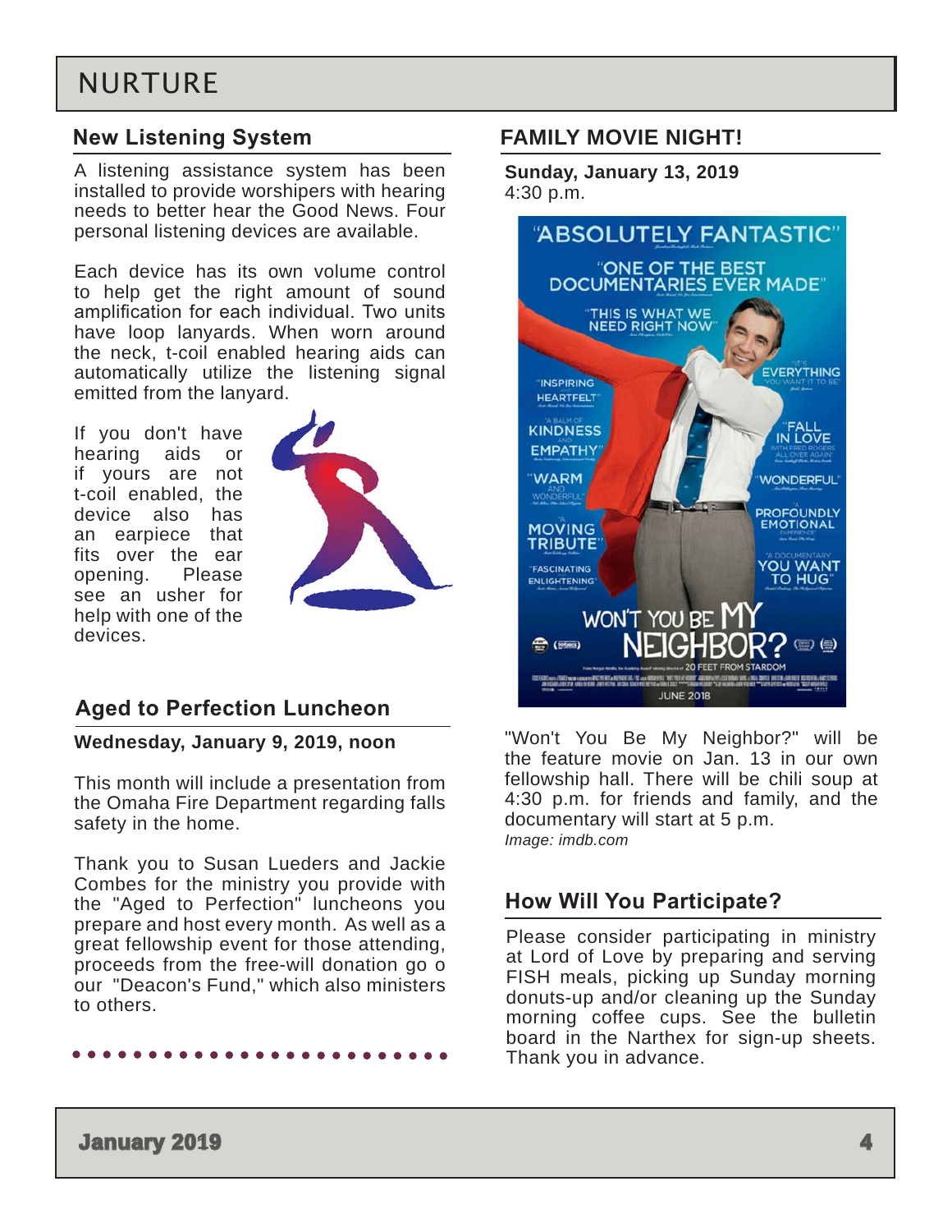# NURTURE

## New Listening System

A listening assistance system has been installed to provide worshipers with hearing needs to better hear the Good News. Four personal listening devices are available.

Each device has its own volume control to help get the right amount of sound amplification for each individual. Two units have loop lanyards. When worn around the neck, t-coil enabled hearing aids can automatically utilize the listening signal emitted from the lanyard.

If you don't have hearing aids or if yours are not t-coil enabled, the device also has an earpiece that fits over the ear opening. Please see an usher for help with one of the devices.

## Aged to Perfection Luncheon

**Wednesday, January 9, 2019, noon**

This month will include a presentation from the Omaha Fire Department regarding falls safety in the home.

Thank you to Susan Lueders and Jackie Combes for the ministry you provide with the "Aged to Perfection" luncheons you prepare and host every month. As well as a great fellowship event for those attending, proceeds from the free-will donation go o our "Deacon's Fund," which also ministers to others.

## FAMILY MOVIE NIGHT!

**Sunday, January 13, 2019**
4:30 p.m.

"Won't You Be My Neighbor?" will be the feature movie on Jan. 13 in our own fellowship hall. There will be chili soup at 4:30 p.m. for friends and family, and the documentary will start at 5 p.m.
*Image: imdb.com*

## How Will You Participate?

Please consider participating in ministry at Lord of Love by preparing and serving FISH meals, picking up Sunday morning donuts-up and/or cleaning up the Sunday morning coffee cups. See the bulletin board in the Narthex for sign-up sheets. Thank you in advance.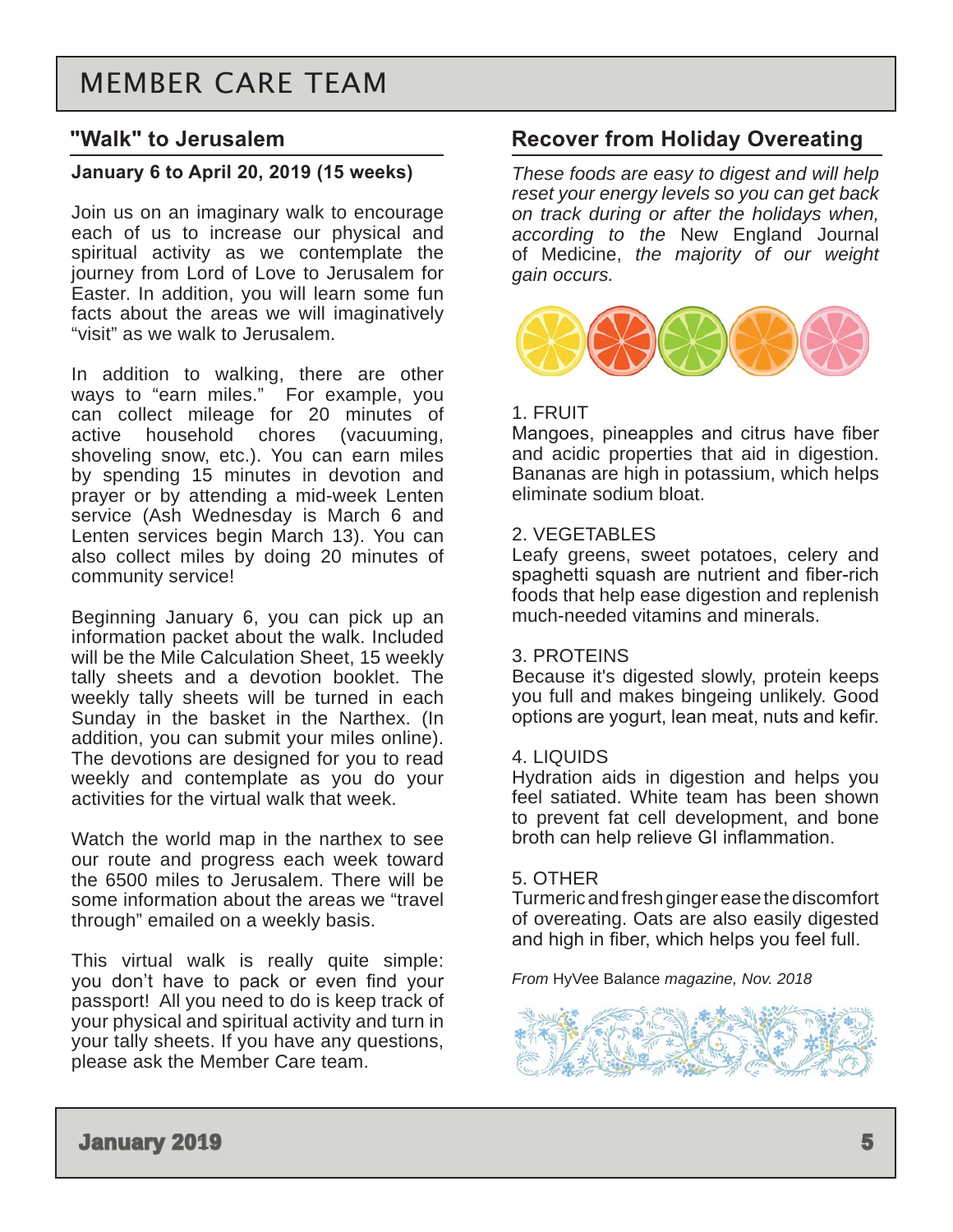# MEMBER CARE TEAM

## "Walk" to Jerusalem

**January 6 to April 20, 2019 (15 weeks)**

Join us on an imaginary walk to encourage each of us to increase our physical and spiritual activity as we contemplate the journey from Lord of Love to Jerusalem for Easter. In addition, you will learn some fun facts about the areas we will imaginatively "visit" as we walk to Jerusalem.

In addition to walking, there are other ways to "earn miles." For example, you can collect mileage for 20 minutes of active household chores (vacuuming, shoveling snow, etc.). You can earn miles by spending 15 minutes in devotion and prayer or by attending a mid-week Lenten service (Ash Wednesday is March 6 and Lenten services begin March 13). You can also collect miles by doing 20 minutes of community service!

Beginning January 6, you can pick up an information packet about the walk. Included will be the Mile Calculation Sheet, 15 weekly tally sheets and a devotion booklet. The weekly tally sheets will be turned in each Sunday in the basket in the Narthex. (In addition, you can submit your miles online). The devotions are designed for you to read weekly and contemplate as you do your activities for the virtual walk that week.

Watch the world map in the narthex to see our route and progress each week toward the 6500 miles to Jerusalem. There will be some information about the areas we "travel through" emailed on a weekly basis.

This virtual walk is really quite simple: you don't have to pack or even find your passport! All you need to do is keep track of your physical and spiritual activity and turn in your tally sheets. If you have any questions, please ask the Member Care team.

## Recover from Holiday Overeating

*These foods are easy to digest and will help reset your energy levels so you can get back on track during or after the holidays when, according to the* New England Journal of Medicine, *the majority of our weight gain occurs.*

1. FRUIT
Mangoes, pineapples and citrus have fiber and acidic properties that aid in digestion. Bananas are high in potassium, which helps eliminate sodium bloat.

2. VEGETABLES
Leafy greens, sweet potatoes, celery and spaghetti squash are nutrient and fiber-rich foods that help ease digestion and replenish much-needed vitamins and minerals.

3. PROTEINS
Because it's digested slowly, protein keeps you full and makes bingeing unlikely. Good options are yogurt, lean meat, nuts and kefir.

4. LIQUIDS
Hydration aids in digestion and helps you feel satiated. White team has been shown to prevent fat cell development, and bone broth can help relieve GI inflammation.

5. OTHER
Turmeric and fresh ginger ease the discomfort of overeating. Oats are also easily digested and high in fiber, which helps you feel full.

*From* HyVee Balance *magazine, Nov. 2018*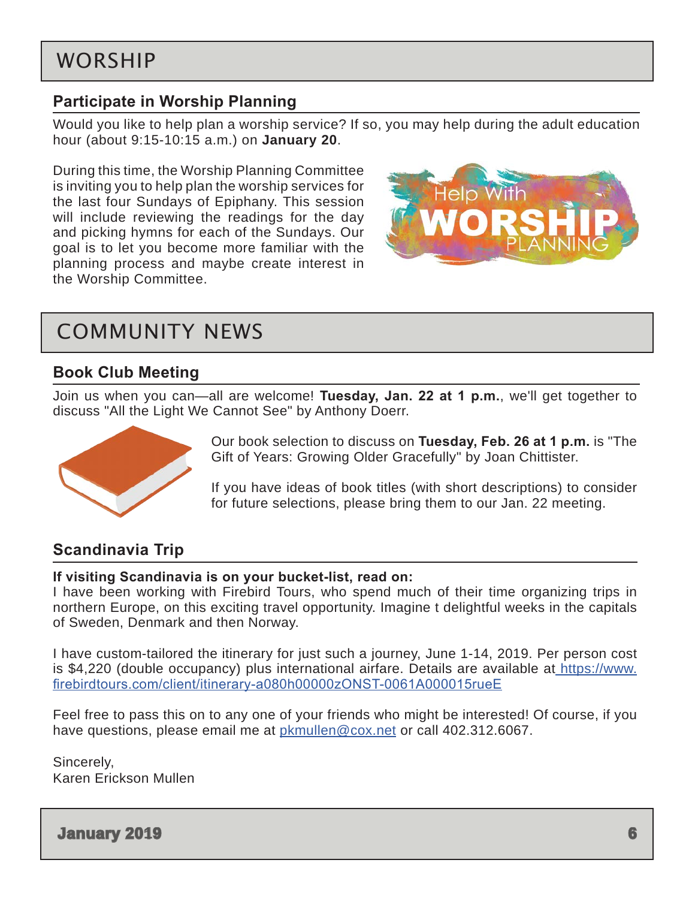# WORSHIP

## Participate in Worship Planning

Would you like to help plan a worship service? If so, you may help during the adult education hour (about 9:15-10:15 a.m.) on **January 20**.

During this time, the Worship Planning Committee is inviting you to help plan the worship services for the last four Sundays of Epiphany. This session will include reviewing the readings for the day and picking hymns for each of the Sundays. Our goal is to let you become more familiar with the planning process and maybe create interest in the Worship Committee.

# COMMUNITY NEWS

## Book Club Meeting

Join us when you can—all are welcome! **Tuesday, Jan. 22 at 1 p.m.**, we'll get together to discuss "All the Light We Cannot See" by Anthony Doerr.

Our book selection to discuss on **Tuesday, Feb. 26 at 1 p.m.** is "The Gift of Years: Growing Older Gracefully" by Joan Chittister.

If you have ideas of book titles (with short descriptions) to consider for future selections, please bring them to our Jan. 22 meeting.

## Scandinavia Trip

**If visiting Scandinavia is on your bucket-list, read on:**
I have been working with Firebird Tours, who spend much of their time organizing trips in northern Europe, on this exciting travel opportunity. Imagine t delightful weeks in the capitals of Sweden, Denmark and then Norway.

I have custom-tailored the itinerary for just such a journey, June 1-14, 2019. Per person cost is $4,220 (double occupancy) plus international airfare. Details are available at https://www.firebirdtours.com/client/itinerary-a080h00000zONST-0061A000015rueE

Feel free to pass this on to any one of your friends who might be interested! Of course, if you have questions, please email me at pkmullen@cox.net or call 402.312.6067.

Sincerely,
Karen Erickson Mullen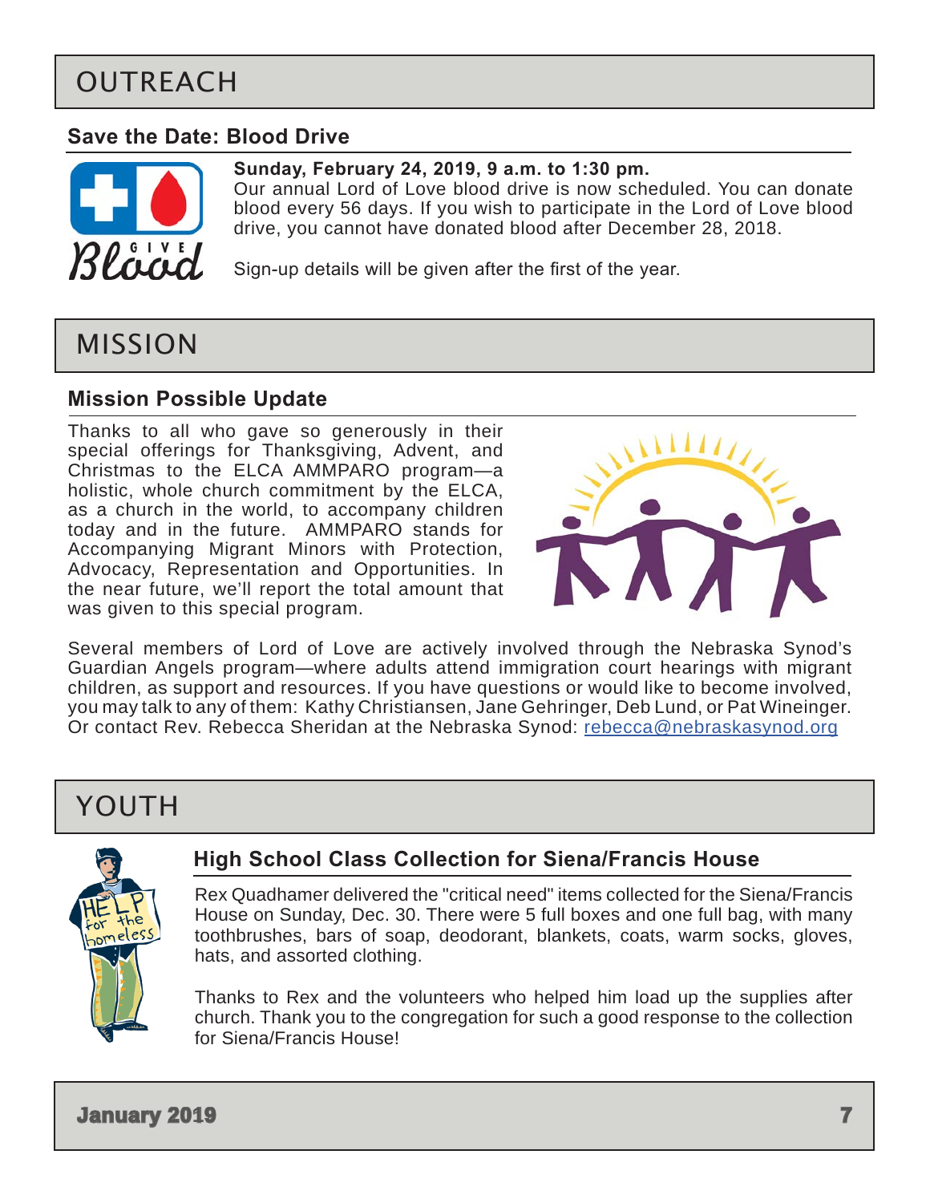# OUTREACH

## Save the Date: Blood Drive

**Sunday, February 24, 2019, 9 a.m. to 1:30 pm.**
Our annual Lord of Love blood drive is now scheduled. You can donate blood every 56 days. If you wish to participate in the Lord of Love blood drive, you cannot have donated blood after December 28, 2018.

Sign-up details will be given after the first of the year.

# MISSION

## Mission Possible Update

Thanks to all who gave so generously in their special offerings for Thanksgiving, Advent, and Christmas to the ELCA AMMPARO program—a holistic, whole church commitment by the ELCA, as a church in the world, to accompany children today and in the future. AMMPARO stands for Accompanying Migrant Minors with Protection, Advocacy, Representation and Opportunities. In the near future, we'll report the total amount that was given to this special program.

Several members of Lord of Love are actively involved through the Nebraska Synod's Guardian Angels program—where adults attend immigration court hearings with migrant children, as support and resources. If you have questions or would like to become involved, you may talk to any of them: Kathy Christiansen, Jane Gehringer, Deb Lund, or Pat Wineinger. Or contact Rev. Rebecca Sheridan at the Nebraska Synod: rebecca@nebraskasynod.org

# YOUTH

## High School Class Collection for Siena/Francis House

Rex Quadhamer delivered the "critical need" items collected for the Siena/Francis House on Sunday, Dec. 30. There were 5 full boxes and one full bag, with many toothbrushes, bars of soap, deodorant, blankets, coats, warm socks, gloves, hats, and assorted clothing.

Thanks to Rex and the volunteers who helped him load up the supplies after church. Thank you to the congregation for such a good response to the collection for Siena/Francis House!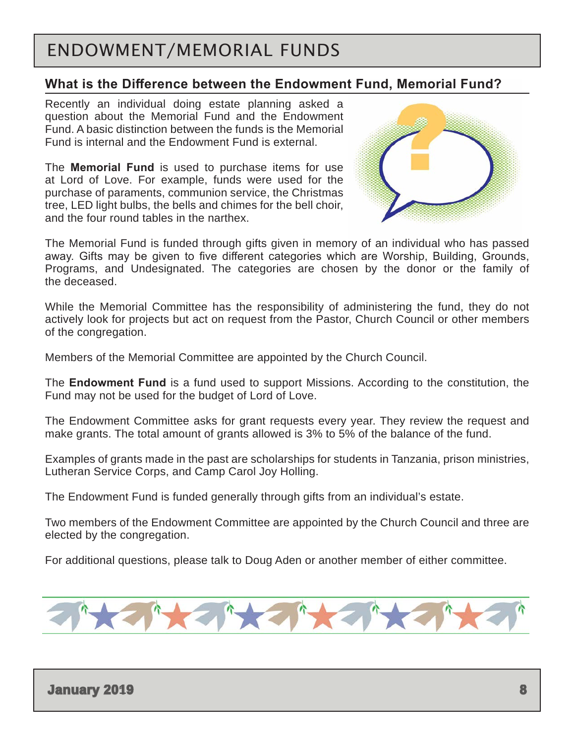# ENDOWMENT/MEMORIAL FUNDS

## What is the Difference between the Endowment Fund, Memorial Fund?

Recently an individual doing estate planning asked a question about the Memorial Fund and the Endowment Fund. A basic distinction between the funds is the Memorial Fund is internal and the Endowment Fund is external.

The **Memorial Fund** is used to purchase items for use at Lord of Love. For example, funds were used for the purchase of paraments, communion service, the Christmas tree, LED light bulbs, the bells and chimes for the bell choir, and the four round tables in the narthex.

The Memorial Fund is funded through gifts given in memory of an individual who has passed away. Gifts may be given to five different categories which are Worship, Building, Grounds, Programs, and Undesignated. The categories are chosen by the donor or the family of the deceased.

While the Memorial Committee has the responsibility of administering the fund, they do not actively look for projects but act on request from the Pastor, Church Council or other members of the congregation.

Members of the Memorial Committee are appointed by the Church Council.

The **Endowment Fund** is a fund used to support Missions. According to the constitution, the Fund may not be used for the budget of Lord of Love.

The Endowment Committee asks for grant requests every year. They review the request and make grants. The total amount of grants allowed is 3% to 5% of the balance of the fund.

Examples of grants made in the past are scholarships for students in Tanzania, prison ministries, Lutheran Service Corps, and Camp Carol Joy Holling.

The Endowment Fund is funded generally through gifts from an individual's estate.

Two members of the Endowment Committee are appointed by the Church Council and three are elected by the congregation.

For additional questions, please talk to Doug Aden or another member of either committee.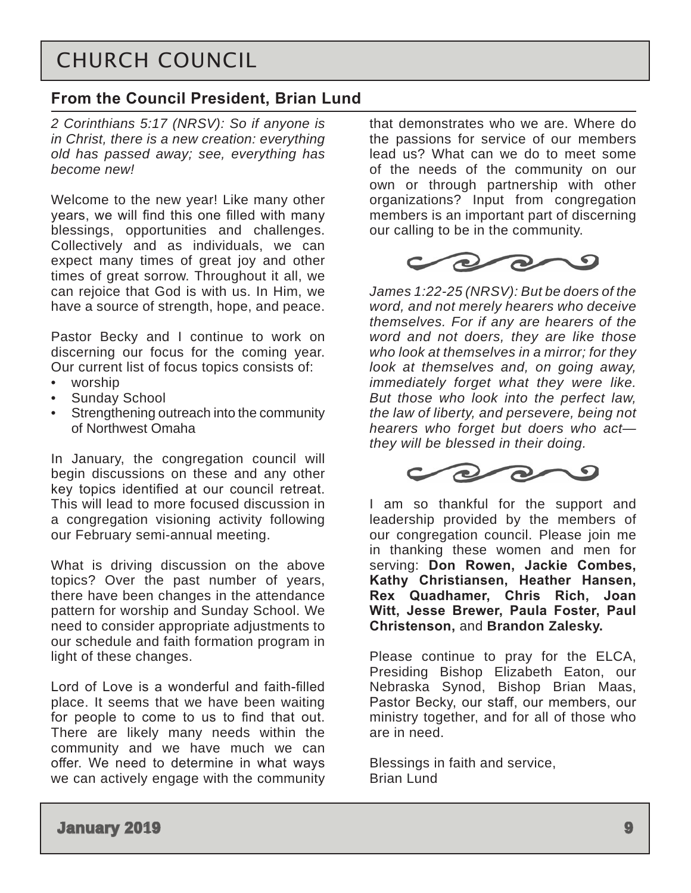# CHURCH COUNCIL

## From the Council President, Brian Lund

*2 Corinthians 5:17 (NRSV): So if anyone is in Christ, there is a new creation: everything old has passed away; see, everything has become new!*

Welcome to the new year! Like many other years, we will find this one filled with many blessings, opportunities and challenges. Collectively and as individuals, we can expect many times of great joy and other times of great sorrow. Throughout it all, we can rejoice that God is with us. In Him, we have a source of strength, hope, and peace.

Pastor Becky and I continue to work on discerning our focus for the coming year. Our current list of focus topics consists of:

- worship
- Sunday School
- Strengthening outreach into the community of Northwest Omaha

In January, the congregation council will begin discussions on these and any other key topics identified at our council retreat. This will lead to more focused discussion in a congregation visioning activity following our February semi-annual meeting.

What is driving discussion on the above topics? Over the past number of years, there have been changes in the attendance pattern for worship and Sunday School. We need to consider appropriate adjustments to our schedule and faith formation program in light of these changes.

Lord of Love is a wonderful and faith-filled place. It seems that we have been waiting for people to come to us to find that out. There are likely many needs within the community and we have much we can offer. We need to determine in what ways we can actively engage with the community that demonstrates who we are. Where do the passions for service of our members lead us? What can we do to meet some of the needs of the community on our own or through partnership with other organizations? Input from congregation members is an important part of discerning our calling to be in the community.

*James 1:22-25 (NRSV): But be doers of the word, and not merely hearers who deceive themselves. For if any are hearers of the word and not doers, they are like those who look at themselves in a mirror; for they look at themselves and, on going away, immediately forget what they were like. But those who look into the perfect law, the law of liberty, and persevere, being not hearers who forget but doers who act—they will be blessed in their doing.*

I am so thankful for the support and leadership provided by the members of our congregation council. Please join me in thanking these women and men for serving: **Don Rowen, Jackie Combes, Kathy Christiansen, Heather Hansen, Rex Quadhamer, Chris Rich, Joan Witt, Jesse Brewer, Paula Foster, Paul Christenson,** and **Brandon Zalesky.**

Please continue to pray for the ELCA, Presiding Bishop Elizabeth Eaton, our Nebraska Synod, Bishop Brian Maas, Pastor Becky, our staff, our members, our ministry together, and for all of those who are in need.

Blessings in faith and service,
Brian Lund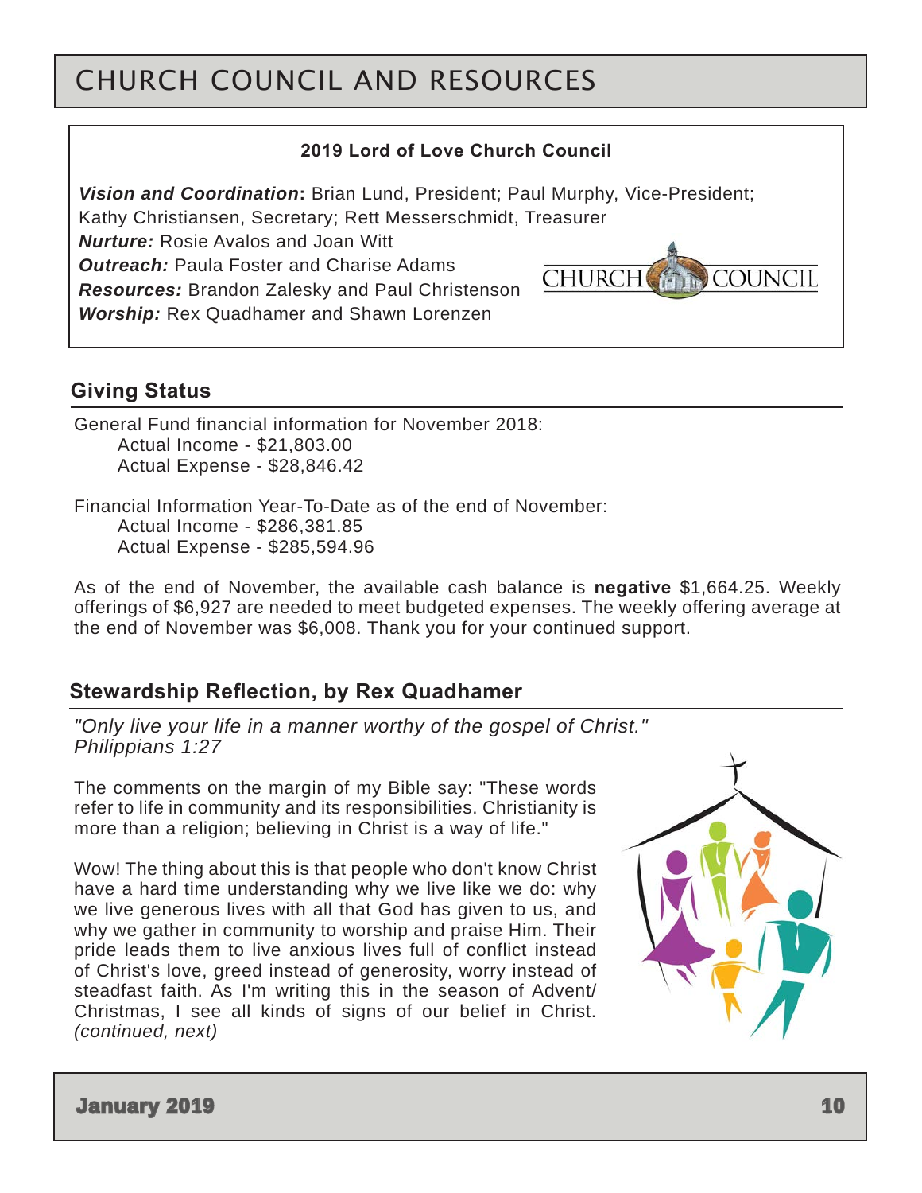# CHURCH COUNCIL AND RESOURCES

**2019 Lord of Love Church Council**

***Vision and Coordination*:** Brian Lund, President; Paul Murphy, Vice-President; Kathy Christiansen, Secretary; Rett Messerschmidt, Treasurer
***Nurture:*** Rosie Avalos and Joan Witt
***Outreach:*** Paula Foster and Charise Adams
***Resources:*** Brandon Zalesky and Paul Christenson
***Worship:*** Rex Quadhamer and Shawn Lorenzen

## Giving Status

General Fund financial information for November 2018:
Actual Income - $21,803.00
Actual Expense - $28,846.42

Financial Information Year-To-Date as of the end of November:
Actual Income - $286,381.85
Actual Expense - $285,594.96

As of the end of November, the available cash balance is **negative** $1,664.25. Weekly offerings of $6,927 are needed to meet budgeted expenses. The weekly offering average at the end of November was $6,008. Thank you for your continued support.

## Stewardship Reflection, by Rex Quadhamer

*"Only live your life in a manner worthy of the gospel of Christ." Philippians 1:27*

The comments on the margin of my Bible say: "These words refer to life in community and its responsibilities. Christianity is more than a religion; believing in Christ is a way of life."

Wow! The thing about this is that people who don't know Christ have a hard time understanding why we live like we do: why we live generous lives with all that God has given to us, and why we gather in community to worship and praise Him. Their pride leads them to live anxious lives full of conflict instead of Christ's love, greed instead of generosity, worry instead of steadfast faith. As I'm writing this in the season of Advent/ Christmas, I see all kinds of signs of our belief in Christ. *(continued, next)*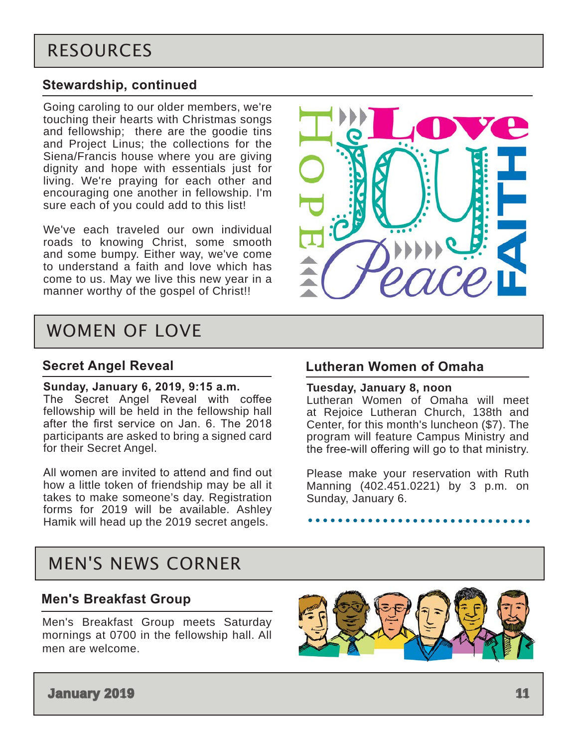# RESOURCES

## Stewardship, continued

Going caroling to our older members, we're touching their hearts with Christmas songs and fellowship; there are the goodie tins and Project Linus; the collections for the Siena/Francis house where you are giving dignity and hope with essentials just for living. We're praying for each other and encouraging one another in fellowship. I'm sure each of you could add to this list!

We've each traveled our own individual roads to knowing Christ, some smooth and some bumpy. Either way, we've come to understand a faith and love which has come to us. May we live this new year in a manner worthy of the gospel of Christ!!

# WOMEN OF LOVE

## Secret Angel Reveal

**Sunday, January 6, 2019, 9:15 a.m.**
The Secret Angel Reveal with coffee fellowship will be held in the fellowship hall after the first service on Jan. 6. The 2018 participants are asked to bring a signed card for their Secret Angel.

All women are invited to attend and find out how a little token of friendship may be all it takes to make someone's day. Registration forms for 2019 will be available. Ashley Hamik will head up the 2019 secret angels.

## Lutheran Women of Omaha

**Tuesday, January 8, noon**
Lutheran Women of Omaha will meet at Rejoice Lutheran Church, 138th and Center, for this month's luncheon ($7). The program will feature Campus Ministry and the free-will offering will go to that ministry.

Please make your reservation with Ruth Manning (402.451.0221) by 3 p.m. on Sunday, January 6.

# MEN'S NEWS CORNER

## Men's Breakfast Group

Men's Breakfast Group meets Saturday mornings at 0700 in the fellowship hall. All men are welcome.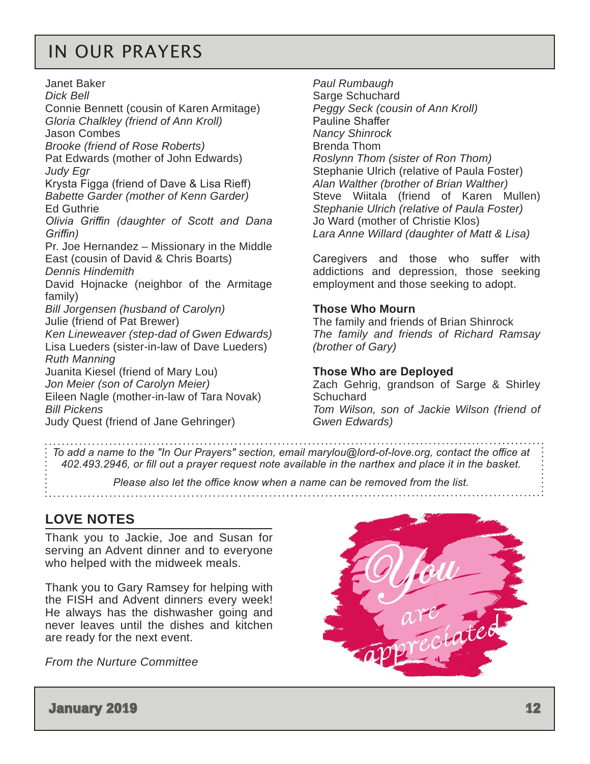# IN OUR PRAYERS

Janet Baker
*Dick Bell*
Connie Bennett (cousin of Karen Armitage)
*Gloria Chalkley (friend of Ann Kroll)*
Jason Combes
*Brooke (friend of Rose Roberts)*
Pat Edwards (mother of John Edwards)
*Judy Egr*
Krysta Figga (friend of Dave & Lisa Rieff)
*Babette Garder (mother of Kenn Garder)*
Ed Guthrie
*Olivia Griffin (daughter of Scott and Dana Griffin)*
Pr. Joe Hernandez – Missionary in the Middle East (cousin of David & Chris Boarts)
*Dennis Hindemith*
David Hojnacke (neighbor of the Armitage family)
*Bill Jorgensen (husband of Carolyn)*
Julie (friend of Pat Brewer)
*Ken Lineweaver (step-dad of Gwen Edwards)*
Lisa Lueders (sister-in-law of Dave Lueders)
*Ruth Manning*
Juanita Kiesel (friend of Mary Lou)
*Jon Meier (son of Carolyn Meier)*
Eileen Nagle (mother-in-law of Tara Novak)
*Bill Pickens*
Judy Quest (friend of Jane Gehringer)
*Paul Rumbaugh*
Sarge Schuchard
*Peggy Seck (cousin of Ann Kroll)*
Pauline Shaffer
*Nancy Shinrock*
Brenda Thom
*Roslynn Thom (sister of Ron Thom)*
Stephanie Ulrich (relative of Paula Foster)
*Alan Walther (brother of Brian Walther)*
Steve Wiitala (friend of Karen Mullen)
*Stephanie Ulrich (relative of Paula Foster)*
Jo Ward (mother of Christie Klos)
*Lara Anne Willard (daughter of Matt & Lisa)*

Caregivers and those who suffer with addictions and depression, those seeking employment and those seeking to adopt.

**Those Who Mourn**

The family and friends of Brian Shinrock
*The family and friends of Richard Ramsay (brother of Gary)*

**Those Who are Deployed**

Zach Gehrig, grandson of Sarge & Shirley Schuchard
*Tom Wilson, son of Jackie Wilson (friend of Gwen Edwards)*

*To add a name to the "In Our Prayers" section, email marylou@lord-of-love.org, contact the office at 402.493.2946, or fill out a prayer request note available in the narthex and place it in the basket.*

*Please also let the office know when a name can be removed from the list.*

## LOVE NOTES

Thank you to Jackie, Joe and Susan for serving an Advent dinner and to everyone who helped with the midweek meals.

Thank you to Gary Ramsey for helping with the FISH and Advent dinners every week! He always has the dishwasher going and never leaves until the dishes and kitchen are ready for the next event.

*From the Nurture Committee*

You are appreciated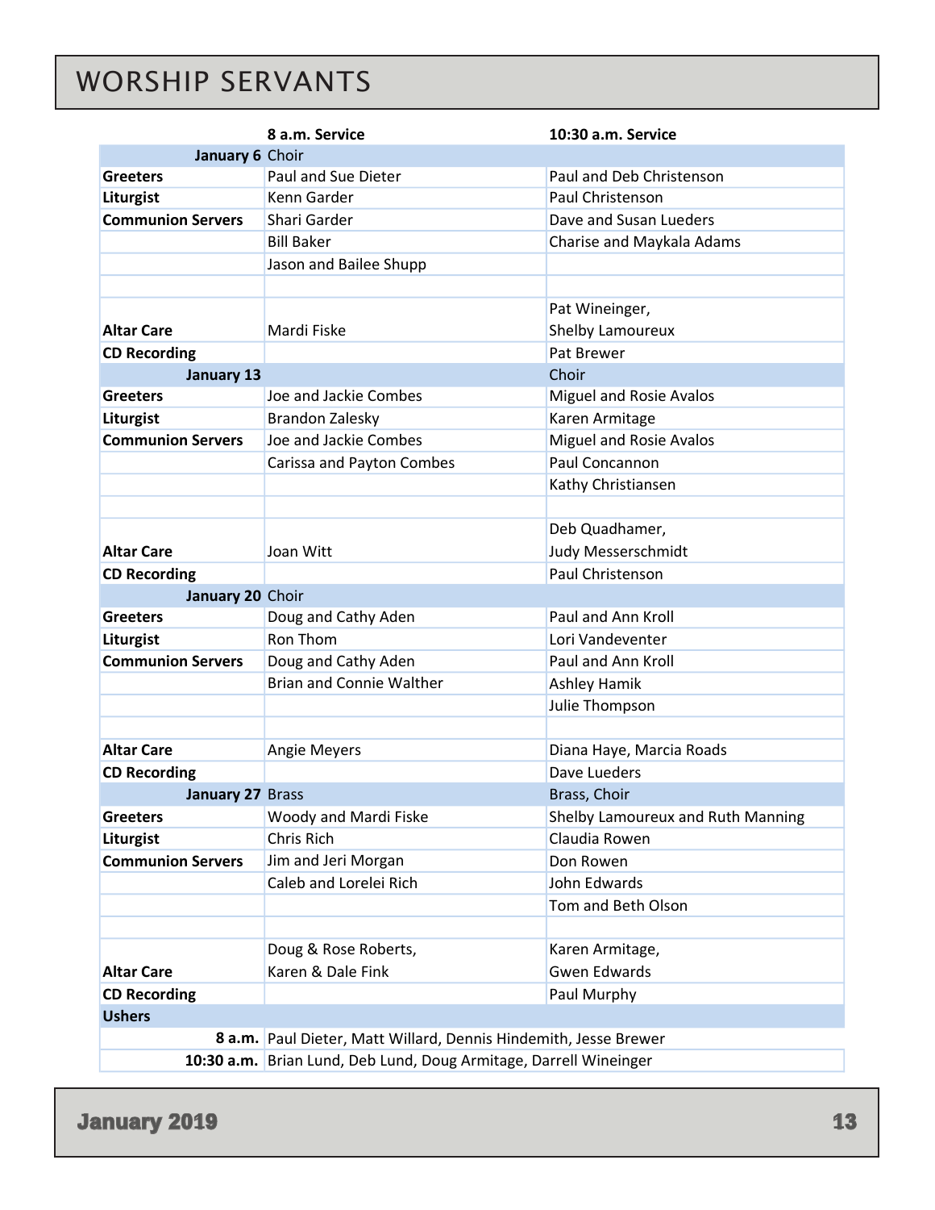# WORSHIP SERVANTS

| | 8 a.m. Service | 10:30 a.m. Service |
|---|---|---|
| **January 6** | Choir | |
| **Greeters** | Paul and Sue Dieter | Paul and Deb Christenson |
| **Liturgist** | Kenn Garder | Paul Christenson |
| **Communion Servers** | Shari Garder | Dave and Susan Lueders |
| | Bill Baker | Charise and Maykala Adams |
| | Jason and Bailee Shupp | |
| | | |
| **Altar Care** | Mardi Fiske | Pat Wineinger, Shelby Lamoureux |
| **CD Recording** | | Pat Brewer |
| **January 13** | | Choir |
| **Greeters** | Joe and Jackie Combes | Miguel and Rosie Avalos |
| **Liturgist** | Brandon Zalesky | Karen Armitage |
| **Communion Servers** | Joe and Jackie Combes | Miguel and Rosie Avalos |
| | Carissa and Payton Combes | Paul Concannon |
| | | Kathy Christiansen |
| | | |
| **Altar Care** | Joan Witt | Deb Quadhamer, Judy Messerschmidt |
| **CD Recording** | | Paul Christenson |
| **January 20** | Choir | |
| **Greeters** | Doug and Cathy Aden | Paul and Ann Kroll |
| **Liturgist** | Ron Thom | Lori Vandeventer |
| **Communion Servers** | Doug and Cathy Aden | Paul and Ann Kroll |
| | Brian and Connie Walther | Ashley Hamik |
| | | Julie Thompson |
| | | |
| **Altar Care** | Angie Meyers | Diana Haye, Marcia Roads |
| **CD Recording** | | Dave Lueders |
| **January 27** | Brass | Brass, Choir |
| **Greeters** | Woody and Mardi Fiske | Shelby Lamoureux and Ruth Manning |
| **Liturgist** | Chris Rich | Claudia Rowen |
| **Communion Servers** | Jim and Jeri Morgan | Don Rowen |
| | Caleb and Lorelei Rich | John Edwards |
| | | Tom and Beth Olson |
| | | |
| **Altar Care** | Doug & Rose Roberts, Karen & Dale Fink | Karen Armitage, Gwen Edwards |
| **CD Recording** | | Paul Murphy |
| **Ushers** | | |
| **8 a.m.** | Paul Dieter, Matt Willard, Dennis Hindemith, Jesse Brewer | |
| **10:30 a.m.** | Brian Lund, Deb Lund, Doug Armitage, Darrell Wineinger | |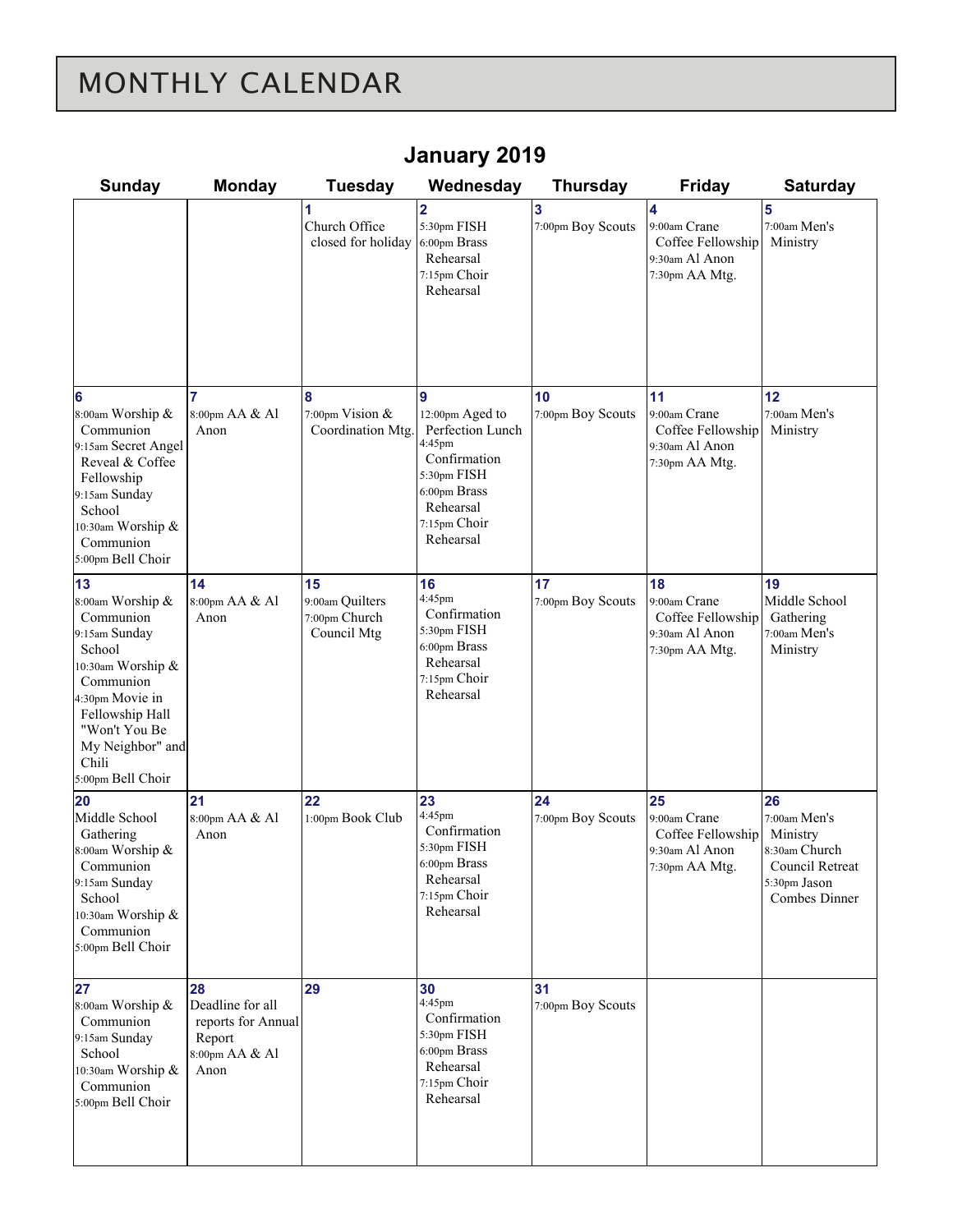# MONTHLY CALENDAR

## January 2019

| Sunday | Monday | Tuesday | Wednesday | Thursday | Friday | Saturday |
|---|---|---|---|---|---|---|
| | | **1** Church Office closed for holiday | **2** 5:30pm FISH 6:00pm Brass Rehearsal 7:15pm Choir Rehearsal | **3** 7:00pm Boy Scouts | **4** 9:00am Crane Coffee Fellowship 9:30am Al Anon 7:30pm AA Mtg. | **5** 7:00am Men's Ministry |
| **6** 8:00am Worship & Communion 9:15am Secret Angel Reveal & Coffee Fellowship 9:15am Sunday School 10:30am Worship & Communion 5:00pm Bell Choir | **7** 8:00pm AA & Al Anon | **8** 7:00pm Vision & Coordination Mtg. | **9** 12:00pm Aged to Perfection Lunch 4:45pm Confirmation 5:30pm FISH 6:00pm Brass Rehearsal 7:15pm Choir Rehearsal | **10** 7:00pm Boy Scouts | **11** 9:00am Crane Coffee Fellowship 9:30am Al Anon 7:30pm AA Mtg. | **12** 7:00am Men's Ministry |
| **13** 8:00am Worship & Communion 9:15am Sunday School 10:30am Worship & Communion 4:30pm Movie in Fellowship Hall "Won't You Be My Neighbor" and Chili 5:00pm Bell Choir | **14** 8:00pm AA & Al Anon | **15** 9:00am Quilters 7:00pm Church Council Mtg | **16** 4:45pm Confirmation 5:30pm FISH 6:00pm Brass Rehearsal 7:15pm Choir Rehearsal | **17** 7:00pm Boy Scouts | **18** 9:00am Crane Coffee Fellowship 9:30am Al Anon 7:30pm AA Mtg. | **19** Middle School Gathering 7:00am Men's Ministry |
| **20** Middle School Gathering 8:00am Worship & Communion 9:15am Sunday School 10:30am Worship & Communion 5:00pm Bell Choir | **21** 8:00pm AA & Al Anon | **22** 1:00pm Book Club | **23** 4:45pm Confirmation 5:30pm FISH 6:00pm Brass Rehearsal 7:15pm Choir Rehearsal | **24** 7:00pm Boy Scouts | **25** 9:00am Crane Coffee Fellowship 9:30am Al Anon 7:30pm AA Mtg. | **26** 7:00am Men's Ministry 8:30am Church Council Retreat 5:30pm Jason Combes Dinner |
| **27** 8:00am Worship & Communion 9:15am Sunday School 10:30am Worship & Communion 5:00pm Bell Choir | **28** Deadline for all reports for Annual Report 8:00pm AA & Al Anon | **29** | **30** 4:45pm Confirmation 5:30pm FISH 6:00pm Brass Rehearsal 7:15pm Choir Rehearsal | **31** 7:00pm Boy Scouts | | |